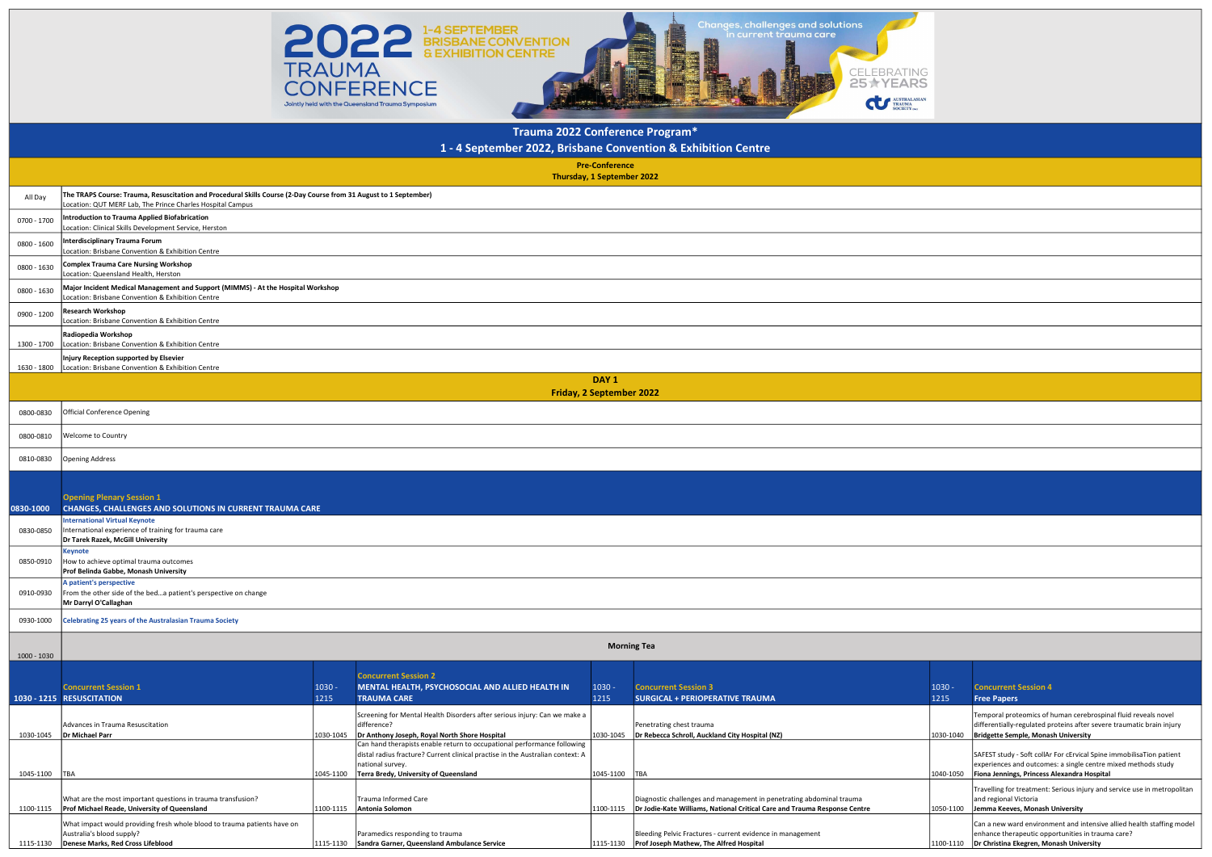2022 TRAUMA CONFERENCE — 1-4 SEPTEMBER BRISBANE CONVENTION & EXHIBITION CENTRE

Jointly held with the Queensland Trauma Symposium

Changes, challenges and solutions in current trauma care

CELEBRATING 25 YEARS — AUSTRALASIAN TRAUMA SOCIETY

# Trauma 2022 Conference Program*

## 1 - 4 September 2022, Brisbane Convention & Exhibition Centre

### Pre-Conference
### Thursday, 1 September 2022

| Time | Session |
|---|---|
| All Day | **The TRAPS Course: Trauma, Resuscitation and Procedural Skills Course (2-Day Course from 31 August to 1 September)**<br>Location: QUT MERF Lab, The Prince Charles Hospital Campus |
| 0700 - 1700 | **Introduction to Trauma Applied Biofabrication**<br>Location: Clinical Skills Development Service, Herston |
| 0800 - 1600 | **Interdisciplinary Trauma Forum**<br>Location: Brisbane Convention & Exhibition Centre |
| 0800 - 1630 | **Complex Trauma Care Nursing Workshop**<br>Location: Queensland Health, Herston |
| 0800 - 1630 | **Major Incident Medical Management and Support (MIMMS) - At the Hospital Workshop**<br>Location: Brisbane Convention & Exhibition Centre |
| 0900 - 1200 | **Research Workshop**<br>Location: Brisbane Convention & Exhibition Centre |
| 1300 - 1700 | **Radiopedia Workshop**<br>Location: Brisbane Convention & Exhibition Centre |
| 1630 - 1800 | **Injury Reception supported by Elsevier**<br>Location: Brisbane Convention & Exhibition Centre |

### DAY 1
### Friday, 2 September 2022

| Time | Session |
|---|---|
| 0800-0830 | Official Conference Opening |
| 0800-0810 | Welcome to Country |
| 0810-0830 | Opening Address |
| **0830-1000** | **Opening Plenary Session 1**<br>**CHANGES, CHALLENGES AND SOLUTIONS IN CURRENT TRAUMA CARE** |
| 0830-0850 | International Virtual Keynote<br>International experience of training for trauma care<br>**Dr Tarek Razek, McGill University** |
| 0850-0910 | Keynote<br>How to achieve optimal trauma outcomes<br>**Prof Belinda Gabbe, Monash University** |
| 0910-0930 | A patient's perspective<br>From the other side of the bed...a patient's perspective on change<br>**Mr Darryl O'Callaghan** |
| 0930-1000 | Celebrating 25 years of the Australasian Trauma Society |
| 1000 - 1030 | **Morning Tea** |

| 1030 - 1215 | Concurrent Session 1<br>**RESUSCITATION** | 1030 - 1215 | Concurrent Session 2<br>**MENTAL HEALTH, PSYCHOSOCIAL AND ALLIED HEALTH IN TRAUMA CARE** | 1030 - 1215 | Concurrent Session 3<br>**SURGICAL + PERIOPERATIVE TRAUMA** | 1030 - 1215 | Concurrent Session 4<br>**Free Papers** |
|---|---|---|---|---|---|---|---|
| 1030-1045 | Advances in Trauma Resuscitation<br>**Dr Michael Parr** | 1030-1045 | Screening for Mental Health Disorders after serious injury: Can we make a difference?<br>**Dr Anthony Joseph, Royal North Shore Hospital** | 1030-1045 | Penetrating chest trauma<br>**Dr Rebecca Schroll, Auckland City Hospital (NZ)** | 1030-1040 | Temporal proteomics of human cerebrospinal fluid reveals novel differentially-regulated proteins after severe traumatic brain injury<br>**Bridgette Semple, Monash University** |
| 1045-1100 | TBA | 1045-1100 | Can hand therapists enable return to occupational performance following distal radius fracture? Current clinical practise in the Australian context: A national survey.<br>**Terra Bredy, University of Queensland** | 1045-1100 | TBA | 1040-1050 | SAFEST study - Soft collAr For cErvical Spine immobilisaTion patient experiences and outcomes: a single centre mixed methods study<br>**Fiona Jennings, Princess Alexandra Hospital** |
| 1100-1115 | What are the most important questions in trauma transfusion?<br>**Prof Michael Reade, University of Queensland** | 1100-1115 | Trauma Informed Care<br>**Antonia Solomon** | 1100-1115 | Diagnostic challenges and management in penetrating abdominal trauma<br>**Dr Jodie-Kate Williams, National Critical Care and Trauma Response Centre** | 1050-1100 | Travelling for treatment: Serious injury and service use in metropolitan and regional Victoria<br>**Jemma Keeves, Monash University** |
| 1115-1130 | What impact would providing fresh whole blood to trauma patients have on Australia's blood supply?<br>**Denese Marks, Red Cross Lifeblood** | 1115-1130 | Paramedics responding to trauma<br>**Sandra Garner, Queensland Ambulance Service** | 1115-1130 | Bleeding Pelvic Fractures - current evidence in management<br>**Prof Joseph Mathew, The Alfred Hospital** | 1100-1110 | Can a new ward environment and intensive allied health staffing model enhance therapeutic opportunities in trauma care?<br>**Dr Christina Ekegren, Monash University** |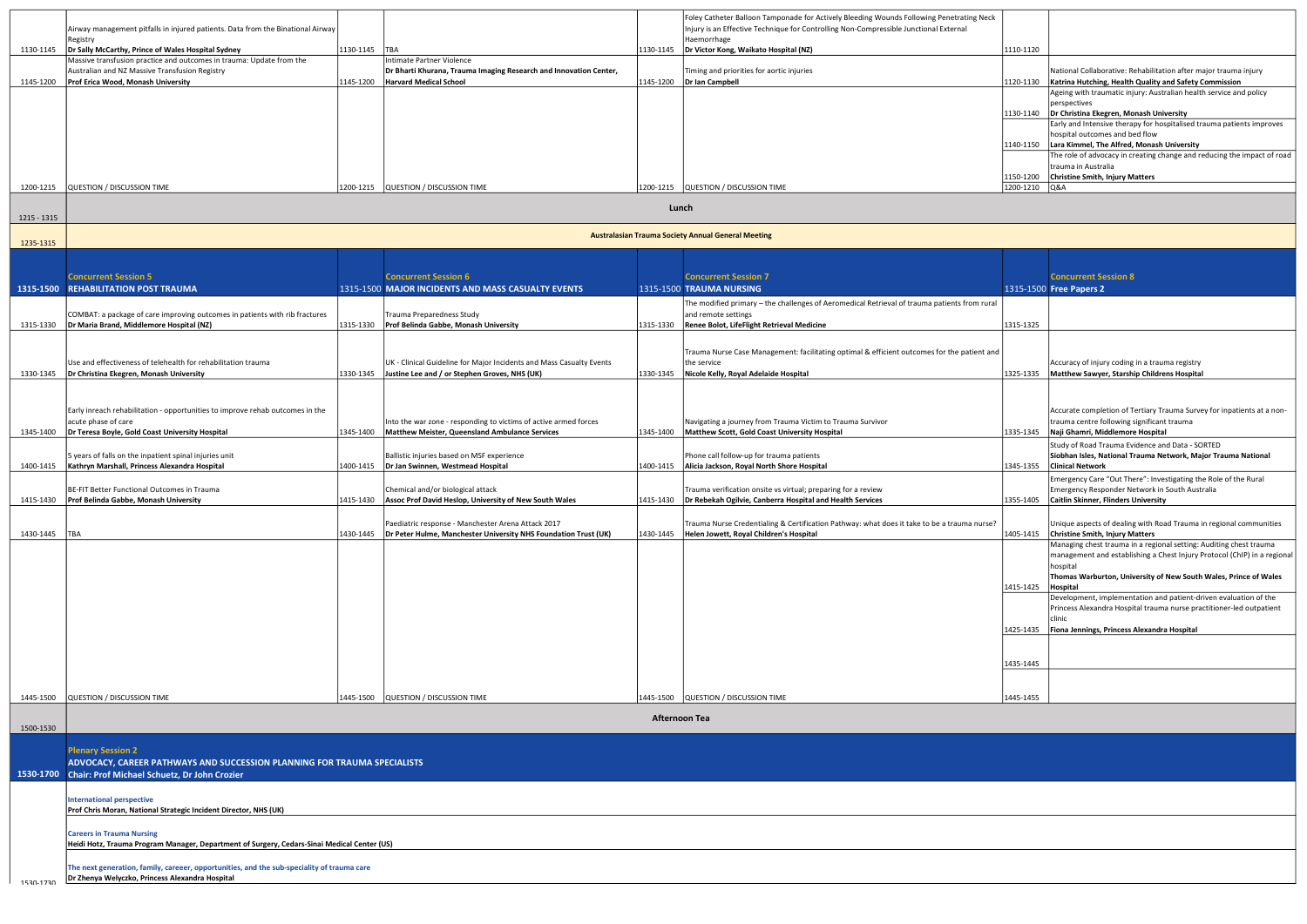| Time | Session | Time | Session | Time | Session | Time | Session |
|---|---|---|---|---|---|---|---|
| 1130-1145 | Airway management pitfalls in injured patients. Data from the Binational Airway Registry<br>**Dr Sally McCarthy, Prince of Wales Hospital Sydney** | 1130-1145 | TBA | 1130-1145 | Foley Catheter Balloon Tamponade for Actively Bleeding Wounds Following Penetrating Neck Injury is an Effective Technique for Controlling Non-Compressible Junctional External Haemorrhage<br>**Dr Victor Kong, Waikato Hospital (NZ)** | 1110-1120 | |
| 1145-1200 | Massive transfusion practice and outcomes in trauma: Update from the Australian and NZ Massive Transfusion Registry<br>**Prof Erica Wood, Monash University** | 1145-1200 | Intimate Partner Violence<br>**Dr Bharti Khurana, Trauma Imaging Research and Innovation Center, Harvard Medical School** | 1145-1200 | Timing and priorities for aortic injuries<br>**Dr Ian Campbell** | 1120-1130 | National Collaborative: Rehabilitation after major trauma injury<br>**Katrina Hutching, Health Quality and Safety Commission** |
| | | | | | | 1130-1140 | Ageing with traumatic injury: Australian health service and policy perspectives<br>**Dr Christina Ekegren, Monash University** |
| | | | | | | 1140-1150 | Early and Intensive therapy for hospitalised trauma patients improves hospital outcomes and bed flow<br>**Lara Kimmel, The Alfred, Monash University** |
| | | | | | | 1150-1200 | The role of advocacy in creating change and reducing the impact of road trauma in Australia<br>**Christine Smith, Injury Matters** |
| 1200-1215 | QUESTION / DISCUSSION TIME | 1200-1215 | QUESTION / DISCUSSION TIME | 1200-1215 | QUESTION / DISCUSSION TIME | 1200-1210 | Q&A |

**1215 - 1315 — Lunch**

**1235-1315 — Australasian Trauma Society Annual General Meeting**

| Time | Concurrent Session 5<br>**REHABILITATION POST TRAUMA** | Time | Concurrent Session 6<br>**MAJOR INCIDENTS AND MASS CASUALTY EVENTS** | Time | Concurrent Session 7<br>**TRAUMA NURSING** | Time | Concurrent Session 8<br>**Free Papers 2** |
|---|---|---|---|---|---|---|---|
| 1315-1500 | | 1315-1500 | | 1315-1500 | | 1315-1500 | |
| 1315-1330 | COMBAT: a package of care improving outcomes in patients with rib fractures<br>**Dr Maria Brand, Middlemore Hospital (NZ)** | 1315-1330 | Trauma Preparedness Study<br>**Prof Belinda Gabbe, Monash University** | 1315-1330 | The modified primary – the challenges of Aeromedical Retrieval of trauma patients from rural and remote settings<br>**Renee Bolot, LifeFlight Retrieval Medicine** | 1315-1325 | |
| 1330-1345 | Use and effectiveness of telehealth for rehabilitation trauma<br>**Dr Christina Ekegren, Monash University** | 1330-1345 | UK - Clinical Guideline for Major Incidents and Mass Casualty Events<br>**Justine Lee and / or Stephen Groves, NHS (UK)** | 1330-1345 | Trauma Nurse Case Management: facilitating optimal & efficient outcomes for the patient and the service<br>**Nicole Kelly, Royal Adelaide Hospital** | 1325-1335 | Accuracy of injury coding in a trauma registry<br>**Matthew Sawyer, Starship Childrens Hospital** |
| 1345-1400 | Early inreach rehabilitation - opportunities to improve rehab outcomes in the acute phase of care<br>**Dr Teresa Boyle, Gold Coast University Hospital** | 1345-1400 | Into the war zone - responding to victims of active armed forces<br>**Matthew Meister, Queensland Ambulance Services** | 1345-1400 | Navigating a journey from Trauma Victim to Trauma Survivor<br>**Matthew Scott, Gold Coast University Hospital** | 1335-1345 | Accurate completion of Tertiary Trauma Survey for inpatients at a non-trauma centre following significant trauma<br>**Naji Ghamri, Middlemore Hospital** |
| 1400-1415 | 5 years of falls on the inpatient spinal injuries unit<br>**Kathryn Marshall, Princess Alexandra Hospital** | 1400-1415 | Ballistic injuries based on MSF experience<br>**Dr Jan Swinnen, Westmead Hospital** | 1400-1415 | Phone call follow-up for trauma patients<br>**Alicia Jackson, Royal North Shore Hospital** | 1345-1355 | Study of Road Trauma Evidence and Data - SORTED<br>**Siobhan Isles, National Trauma Network, Major Trauma National Clinical Network** |
| 1415-1430 | BE-FIT Better Functional Outcomes in Trauma<br>**Prof Belinda Gabbe, Monash University** | 1415-1430 | Chemical and/or biological attack<br>**Assoc Prof David Heslop, University of New South Wales** | 1415-1430 | Trauma verification onsite vs virtual; preparing for a review<br>**Dr Rebekah Ogilvie, Canberra Hospital and Health Services** | 1355-1405 | Emergency Care "Out There": Investigating the Role of the Rural Emergency Responder Network in South Australia<br>**Caitlin Skinner, Flinders University** |
| 1430-1445 | TBA | 1430-1445 | Paediatric response - Manchester Arena Attack 2017<br>**Dr Peter Hulme, Manchester University NHS Foundation Trust (UK)** | 1430-1445 | Trauma Nurse Credentialing & Certification Pathway: what does it take to be a trauma nurse?<br>**Helen Jowett, Royal Children's Hospital** | 1405-1415 | Unique aspects of dealing with Road Trauma in regional communities<br>**Christine Smith, Injury Matters** |
| | | | | | | 1415-1425 | Managing chest trauma in a regional setting: Auditing chest trauma management and establishing a Chest Injury Protocol (ChIP) in a regional hospital<br>**Thomas Warburton, University of New South Wales, Prince of Wales Hospital** |
| | | | | | | 1425-1435 | Development, implementation and patient-driven evaluation of the Princess Alexandra Hospital trauma nurse practitioner-led outpatient clinic<br>**Fiona Jennings, Princess Alexandra Hospital** |
| | | | | | | 1435-1445 | |
| 1445-1500 | QUESTION / DISCUSSION TIME | 1445-1500 | QUESTION / DISCUSSION TIME | 1445-1500 | QUESTION / DISCUSSION TIME | 1445-1455 | |

**1500-1530 — Afternoon Tea**

**1530-1700 — Plenary Session 2**

**ADVOCACY, CAREER PATHWAYS AND SUCCESSION PLANNING FOR TRAUMA SPECIALISTS**

**Chair: Prof Michael Schuetz, Dr John Crozier**

**International perspective**
**Prof Chris Moran, National Strategic Incident Director, NHS (UK)**

**Careers in Trauma Nursing**
**Heidi Hotz, Trauma Program Manager, Department of Surgery, Cedars-Sinai Medical Center (US)**

**The next generation, family, careeer, opportunities, and the sub-speciality of trauma care**
**Dr Zhenya Welyczko, Princess Alexandra Hospital**

1530-1730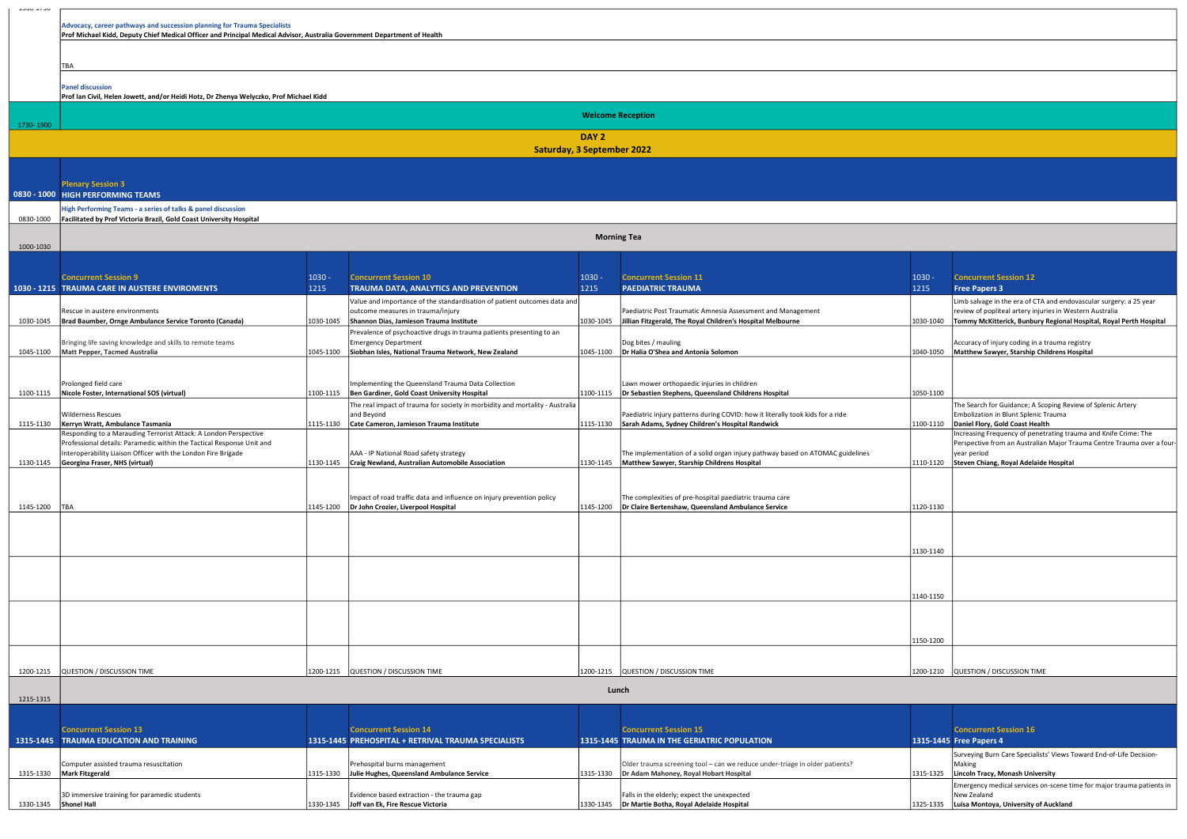| | |
|---|---|
| | **Advocacy, career pathways and succession planning for Trauma Specialists** **Prof Michael Kidd, Deputy Chief Medical Officer and Principal Medical Advisor, Australia Government Department of Health** |
| | TBA |
| | **Panel discussion** **Prof Ian Civil, Helen Jowett, and/or Heidi Hotz, Dr Zhenya Welyczko, Prof Michael Kidd** |
| 1730- 1900 | **Welcome Reception** |

## DAY 2
## Saturday, 3 September 2022

| | |
|---|---|
| **0830 - 1000** | **Plenary Session 3** **HIGH PERFORMING TEAMS** |
| 0830-1000 | **High Performing Teams - a series of talks & panel discussion** **Facilitated by Prof Victoria Brazil, Gold Coast University Hospital** |
| 1000-1030 | **Morning Tea** |

| 1030 - 1215 | Concurrent Session 9 TRAUMA CARE IN AUSTERE ENVIROMENTS | 1030 - 1215 | Concurrent Session 10 TRAUMA DATA, ANALYTICS AND PREVENTION | 1030 - 1215 | Concurrent Session 11 PAEDIATRIC TRAUMA | 1030 - 1215 | Concurrent Session 12 Free Papers 3 |
|---|---|---|---|---|---|---|---|
| 1030-1045 | Rescue in austere environments **Brad Baumber, Ornge Ambulance Service Toronto (Canada)** | 1030-1045 | Value and importance of the standardisation of patient outcomes data and outcome measures in trauma/injury **Shannon Dias, Jamieson Trauma Institute** | 1030-1045 | Paediatric Post Traumatic Amnesia Assessment and Management **Jillian Fitzgerald, The Royal Children's Hospital Melbourne** | 1030-1040 | Limb salvage in the era of CTA and endovascular surgery: a 25 year review of popliteal artery injuries in Western Australia **Tommy McKitterick, Bunbury Regional Hospital, Royal Perth Hospital** |
| 1045-1100 | Bringing life saving knowledge and skills to remote teams **Matt Pepper, Tacmed Australia** | 1045-1100 | Prevalence of psychoactive drugs in trauma patients presenting to an Emergency Department **Siobhan Isles, National Trauma Network, New Zealand** | 1045-1100 | Dog bites / mauling **Dr Halia O'Shea and Antonia Solomon** | 1040-1050 | Accuracy of injury coding in a trauma registry **Matthew Sawyer, Starship Childrens Hospital** |
| 1100-1115 | Prolonged field care **Nicole Foster, International SOS (virtual)** | 1100-1115 | Implementing the Queensland Trauma Data Collection **Ben Gardiner, Gold Coast University Hospital** | 1100-1115 | Lawn mower orthopaedic injuries in children **Dr Sebastien Stephens, Queensland Childrens Hospital** | 1050-1100 | |
| 1115-1130 | Wilderness Rescues **Kerryn Wratt, Ambulance Tasmania** | 1115-1130 | The real impact of trauma for society in morbidity and mortality - Australia and Beyond **Cate Cameron, Jamieson Trauma Institute** | 1115-1130 | Paediatric injury patterns during COVID: how it literally took kids for a ride **Sarah Adams, Sydney Children's Hospital Randwick** | 1100-1110 | The Search for Guidance; A Scoping Review of Splenic Artery Embolization in Blunt Splenic Trauma **Daniel Flory, Gold Coast Health** |
| 1130-1145 | Responding to a Marauding Terrorist Attack: A London Perspective Professional details: Paramedic within the Tactical Response Unit and Interoperability Liaison Officer with the London Fire Brigade **Georgina Fraser, NHS (virtual)** | 1130-1145 | AAA - IP National Road safety strategy **Craig Newland, Australian Automobile Association** | 1130-1145 | The implementation of a solid organ injury pathway based on ATOMAC guidelines **Matthew Sawyer, Starship Childrens Hospital** | 1110-1120 | Increasing Frequency of penetrating trauma and Knife Crime: The Perspective from an Australian Major Trauma Centre Trauma over a four-year period **Steven Chiang, Royal Adelaide Hospital** |
| 1145-1200 | TBA | 1145-1200 | Impact of road traffic data and influence on injury prevention policy **Dr John Crozier, Liverpool Hospital** | 1145-1200 | The complexities of pre-hospital paediatric trauma care **Dr Claire Bertenshaw, Queensland Ambulance Service** | 1120-1130 | |
| | | | | | | 1130-1140 | |
| | | | | | | 1140-1150 | |
| | | | | | | 1150-1200 | |
| 1200-1215 | QUESTION / DISCUSSION TIME | 1200-1215 | QUESTION / DISCUSSION TIME | 1200-1215 | QUESTION / DISCUSSION TIME | 1200-1210 | QUESTION / DISCUSSION TIME |
| 1215-1315 | **Lunch** | | | | | | |
| 1315-1445 | Concurrent Session 13 TRAUMA EDUCATION AND TRAINING | 1315-1445 | Concurrent Session 14 PREHOSPITAL + RETRIVAL TRAUMA SPECIALISTS | 1315-1445 | Concurrent Session 15 TRAUMA IN THE GERIATRIC POPULATION | 1315-1445 | Concurrent Session 16 Free Papers 4 |
| 1315-1330 | Computer assisted trauma resuscitation **Mark Fitzgerald** | 1315-1330 | Prehospital burns management **Julie Hughes, Queensland Ambulance Service** | 1315-1330 | Older trauma screening tool – can we reduce under-triage in older patients? **Dr Adam Mahoney, Royal Hobart Hospital** | 1315-1325 | Surveying Burn Care Specialists' Views Toward End-of-Life Decision-Making **Lincoln Tracy, Monash University** |
| 1330-1345 | 3D immersive training for paramedic students **Shonel Hall** | 1330-1345 | Evidence based extraction - the trauma gap **Joff van Ek, Fire Rescue Victoria** | 1330-1345 | Falls in the elderly; expect the unexpected **Dr Martie Botha, Royal Adelaide Hospital** | 1325-1335 | Emergency medical services on-scene time for major trauma patients in New Zealand **Luisa Montoya, University of Auckland** |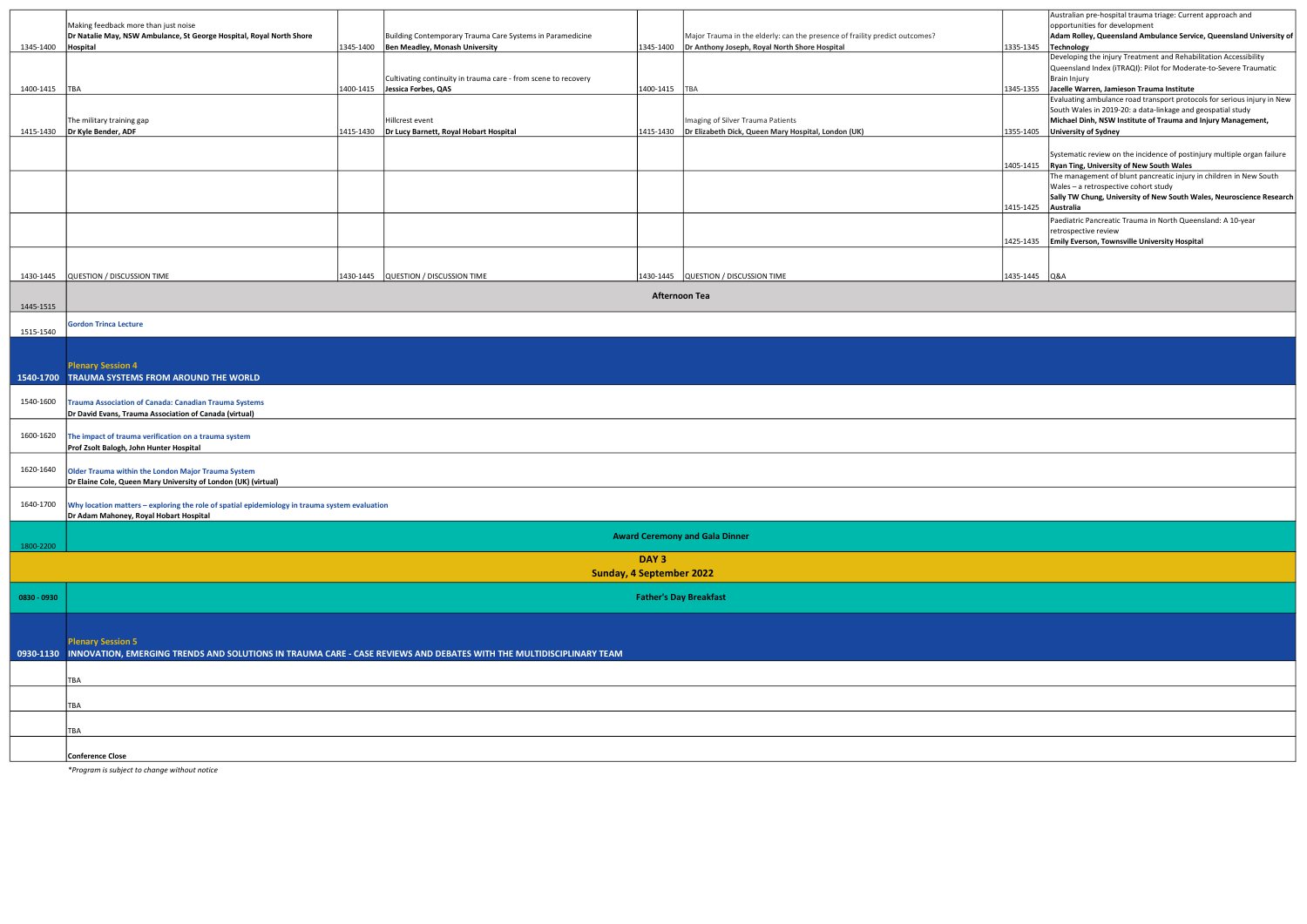| | | | | | | | |
|---|---|---|---|---|---|---|---|
| 1345-1400 | Making feedback more than just noise **Dr Natalie May, NSW Ambulance, St George Hospital, Royal North Shore Hospital** | 1345-1400 | Building Contemporary Trauma Care Systems in Paramedicine **Ben Meadley, Monash University** | 1345-1400 | Major Trauma in the elderly: can the presence of fraility predict outcomes? **Dr Anthony Joseph, Royal North Shore Hospital** | 1335-1345 | Australian pre-hospital trauma triage: Current approach and opportunities for development **Adam Rolley, Queensland Ambulance Service, Queensland University of Technology** |
| 1400-1415 | TBA | 1400-1415 | Cultivating continuity in trauma care - from scene to recovery **Jessica Forbes, QAS** | 1400-1415 | TBA | 1345-1355 | Developing the injury Treatment and Rehabilitation Accessibility Queensland Index (iTRAQI): Pilot for Moderate-to-Severe Traumatic Brain Injury **Jacelle Warren, Jamieson Trauma Institute** |
| 1415-1430 | The military training gap **Dr Kyle Bender, ADF** | 1415-1430 | Hillcrest event **Dr Lucy Barnett, Royal Hobart Hospital** | 1415-1430 | Imaging of Silver Trauma Patients **Dr Elizabeth Dick, Queen Mary Hospital, London (UK)** | 1355-1405 | Evaluating ambulance road transport protocols for serious injury in New South Wales in 2019-20: a data-linkage and geospatial study **Michael Dinh, NSW Institute of Trauma and Injury Management, University of Sydney** |
| | | | | | | 1405-1415 | Systematic review on the incidence of postinjury multiple organ failure **Ryan Ting, University of New South Wales** |
| | | | | | | 1415-1425 | The management of blunt pancreatic injury in children in New South Wales – a retrospective cohort study **Sally TW Chung, University of New South Wales, Neuroscience Research Australia** |
| | | | | | | 1425-1435 | Paediatric Pancreatic Trauma in North Queensland: A 10-year retrospective review **Emily Everson, Townsville University Hospital** |
| 1430-1445 | QUESTION / DISCUSSION TIME | 1430-1445 | QUESTION / DISCUSSION TIME | 1430-1445 | QUESTION / DISCUSSION TIME | 1435-1445 | Q&A |

| | |
|---|---|
| 1445-1515 | **Afternoon Tea** |
| 1515-1540 | **Gordon Trinca Lecture** |
| **1540-1700** | **Plenary Session 4** **TRAUMA SYSTEMS FROM AROUND THE WORLD** |
| 1540-1600 | **Trauma Association of Canada: Canadian Trauma Systems** **Dr David Evans, Trauma Association of Canada (virtual)** |
| 1600-1620 | **The impact of trauma verification on a trauma system** **Prof Zsolt Balogh, John Hunter Hospital** |
| 1620-1640 | **Older Trauma within the London Major Trauma System** **Dr Elaine Cole, Queen Mary University of London (UK) (virtual)** |
| 1640-1700 | **Why location matters – exploring the role of spatial epidemiology in trauma system evaluation** **Dr Adam Mahoney, Royal Hobart Hospital** |
| 1800-2200 | **Award Ceremony and Gala Dinner** |
| | **DAY 3** **Sunday, 4 September 2022** |
| **0830 - 0930** | **Father's Day Breakfast** |
| **0930-1130** | **Plenary Session 5** **INNOVATION, EMERGING TRENDS AND SOLUTIONS IN TRAUMA CARE - CASE REVIEWS AND DEBATES WITH THE MULTIDISCIPLINARY TEAM** |
| | TBA |
| | TBA |
| | TBA |
| | **Conference Close** |

*Program is subject to change without notice*